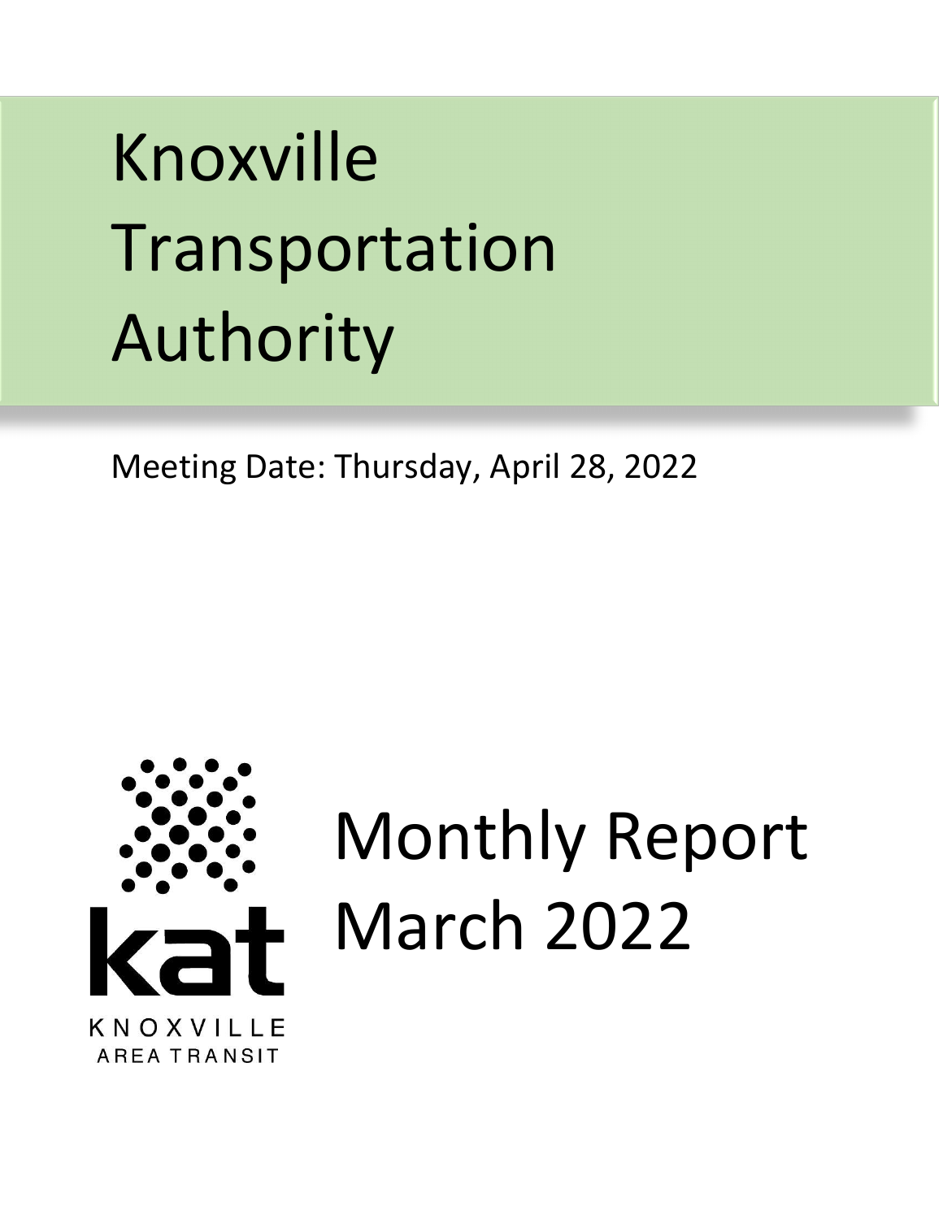# Knoxville Transportation Authority

Meeting Date: Thursday, April 28, 2022

KNOXVILLE AREA TRANSIT

# Monthly Report March 2022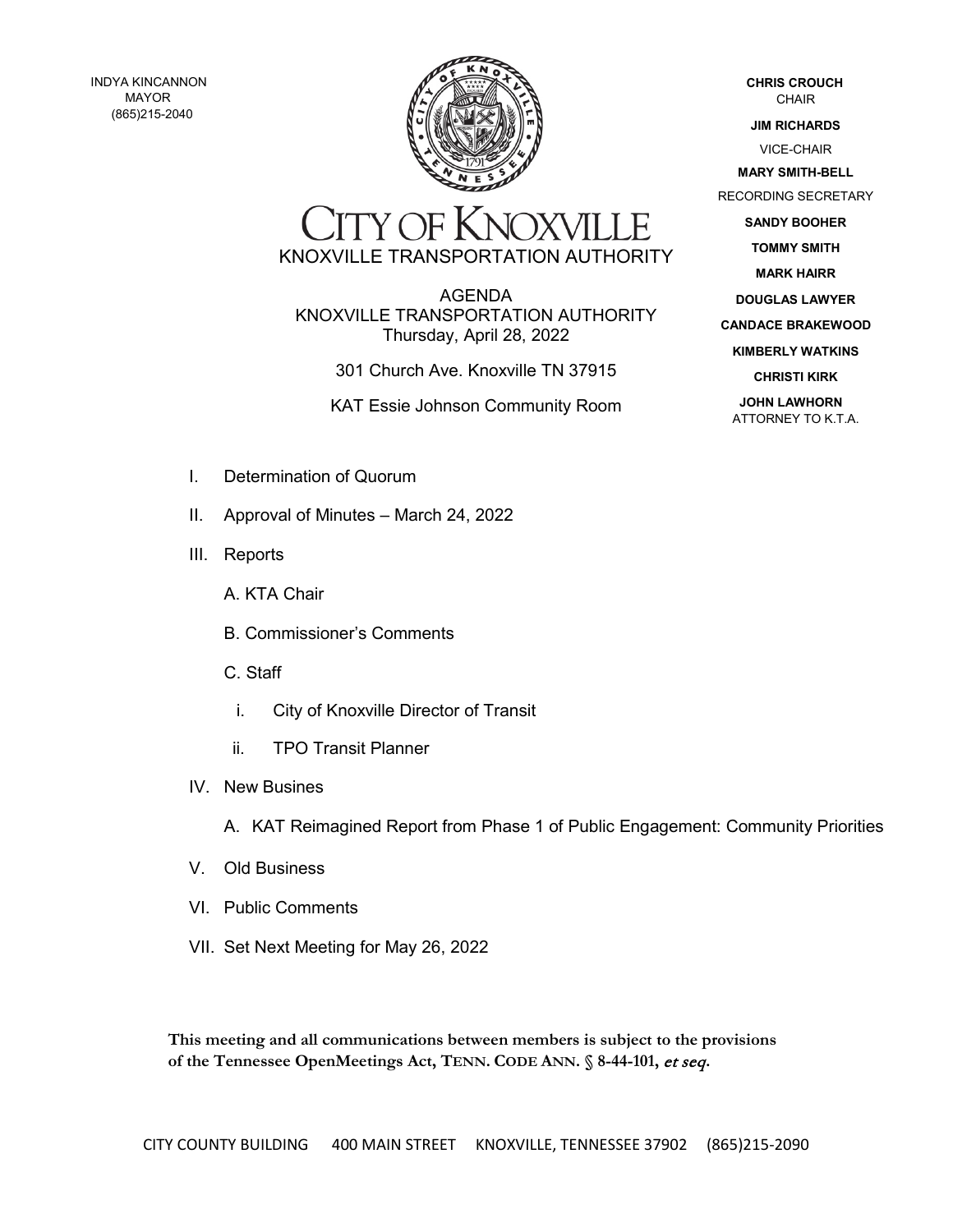INDYA KINCANNON
MAYOR
(865)215-2040

# CITY OF KNOXVILLE

## KNOXVILLE TRANSPORTATION AUTHORITY

**CHRIS CROUCH**
CHAIR

**JIM RICHARDS**
VICE-CHAIR

**MARY SMITH-BELL**
RECORDING SECRETARY

**SANDY BOOHER**

**TOMMY SMITH**

**MARK HAIRR**

**DOUGLAS LAWYER**

**CANDACE BRAKEWOOD**

**KIMBERLY WATKINS**

**CHRISTI KIRK**

**JOHN LAWHORN**
ATTORNEY TO K.T.A.

AGENDA
KNOXVILLE TRANSPORTATION AUTHORITY
Thursday, April 28, 2022

301 Church Ave. Knoxville TN 37915

KAT Essie Johnson Community Room

I. Determination of Quorum

II. Approval of Minutes – March 24, 2022

III. Reports

   A. KTA Chair

   B. Commissioner's Comments

   C. Staff

      i. City of Knoxville Director of Transit

      ii. TPO Transit Planner

IV. New Busines

   A. KAT Reimagined Report from Phase 1 of Public Engagement: Community Priorities

V. Old Business

VI. Public Comments

VII. Set Next Meeting for May 26, 2022

**This meeting and all communications between members is subject to the provisions of the Tennessee OpenMeetings Act, TENN. CODE ANN. § 8-44-101, *et seq.***

CITY COUNTY BUILDING 400 MAIN STREET KNOXVILLE, TENNESSEE 37902 (865)215-2090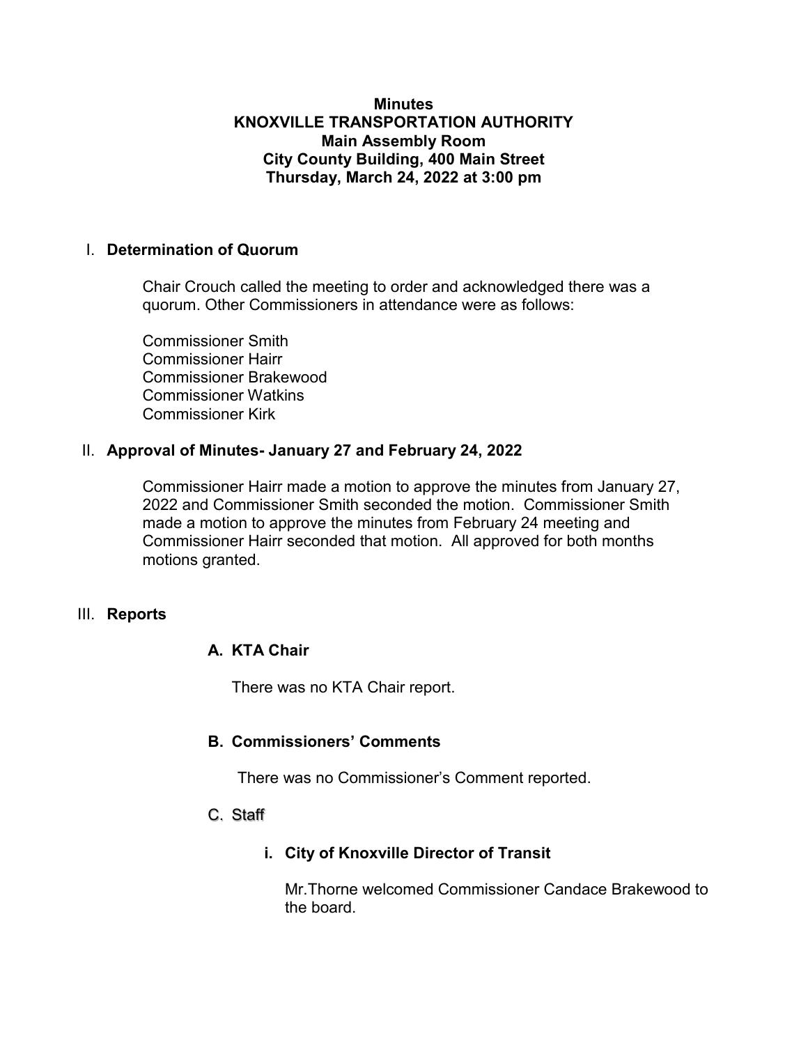**Minutes**
**KNOXVILLE TRANSPORTATION AUTHORITY**
**Main Assembly Room**
**City County Building, 400 Main Street**
**Thursday, March 24, 2022 at 3:00 pm**

## I. Determination of Quorum

Chair Crouch called the meeting to order and acknowledged there was a quorum. Other Commissioners in attendance were as follows:

Commissioner Smith
Commissioner Hairr
Commissioner Brakewood
Commissioner Watkins
Commissioner Kirk

## II. Approval of Minutes- January 27 and February 24, 2022

Commissioner Hairr made a motion to approve the minutes from January 27, 2022 and Commissioner Smith seconded the motion. Commissioner Smith made a motion to approve the minutes from February 24 meeting and Commissioner Hairr seconded that motion. All approved for both months motions granted.

## III. Reports

### A. KTA Chair

There was no KTA Chair report.

### B. Commissioners' Comments

There was no Commissioner's Comment reported.

### C. Staff

#### i. City of Knoxville Director of Transit

Mr.Thorne welcomed Commissioner Candace Brakewood to the board.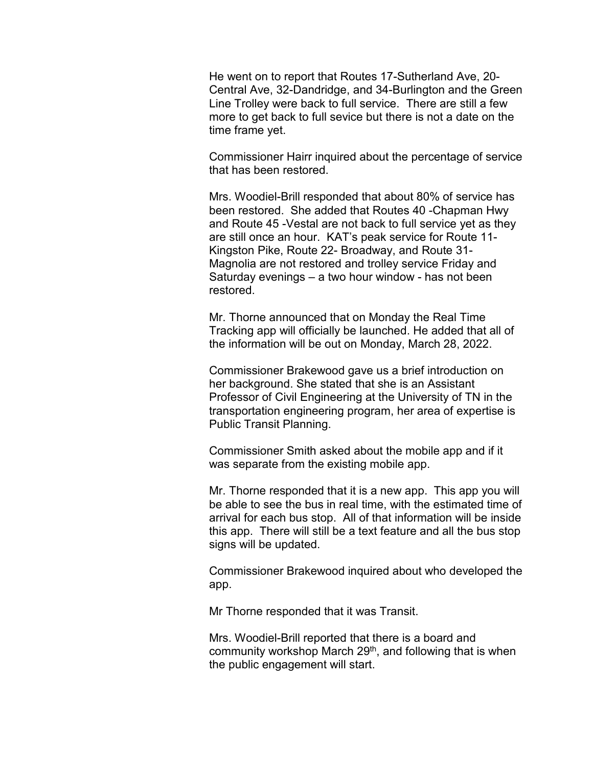He went on to report that Routes 17-Sutherland Ave, 20-Central Ave, 32-Dandridge, and 34-Burlington and the Green Line Trolley were back to full service. There are still a few more to get back to full sevice but there is not a date on the time frame yet.

Commissioner Hairr inquired about the percentage of service that has been restored.

Mrs. Woodiel-Brill responded that about 80% of service has been restored. She added that Routes 40 -Chapman Hwy and Route 45 -Vestal are not back to full service yet as they are still once an hour. KAT's peak service for Route 11-Kingston Pike, Route 22- Broadway, and Route 31-Magnolia are not restored and trolley service Friday and Saturday evenings – a two hour window - has not been restored.

Mr. Thorne announced that on Monday the Real Time Tracking app will officially be launched. He added that all of the information will be out on Monday, March 28, 2022.

Commissioner Brakewood gave us a brief introduction on her background. She stated that she is an Assistant Professor of Civil Engineering at the University of TN in the transportation engineering program, her area of expertise is Public Transit Planning.

Commissioner Smith asked about the mobile app and if it was separate from the existing mobile app.

Mr. Thorne responded that it is a new app. This app you will be able to see the bus in real time, with the estimated time of arrival for each bus stop. All of that information will be inside this app. There will still be a text feature and all the bus stop signs will be updated.

Commissioner Brakewood inquired about who developed the app.

Mr Thorne responded that it was Transit.

Mrs. Woodiel-Brill reported that there is a board and community workshop March 29th, and following that is when the public engagement will start.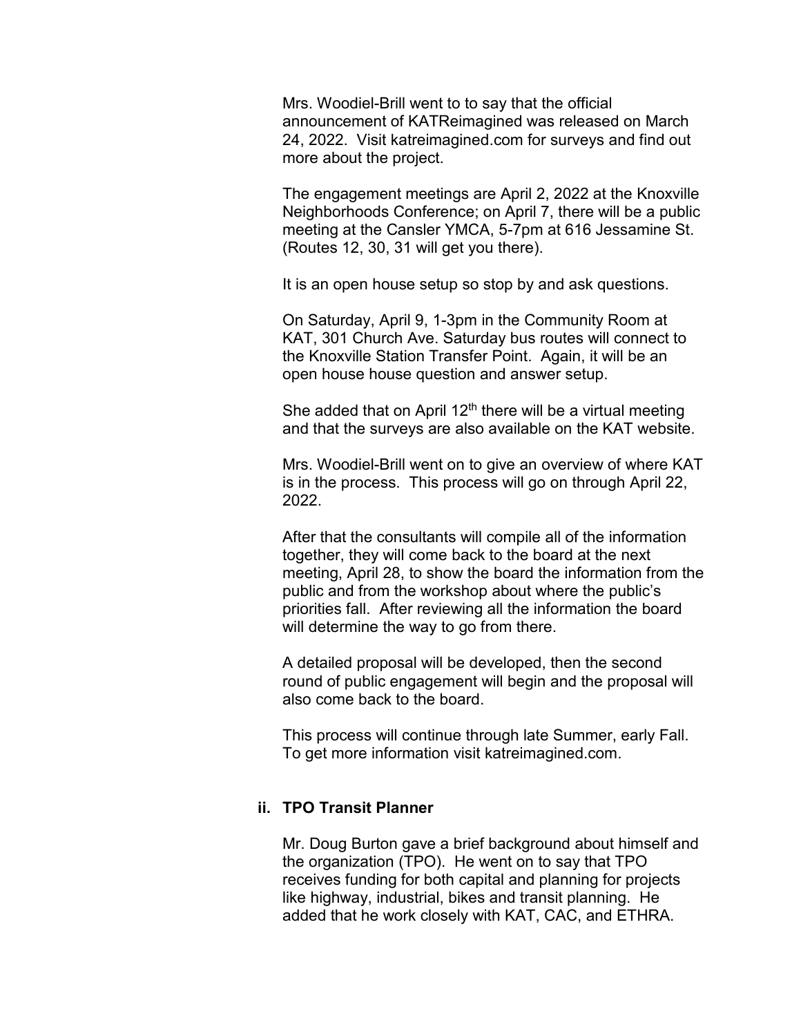Mrs. Woodiel-Brill went to to say that the official announcement of KATReimagined was released on March 24, 2022. Visit katreimagined.com for surveys and find out more about the project.

The engagement meetings are April 2, 2022 at the Knoxville Neighborhoods Conference; on April 7, there will be a public meeting at the Cansler YMCA, 5-7pm at 616 Jessamine St. (Routes 12, 30, 31 will get you there).

It is an open house setup so stop by and ask questions.

On Saturday, April 9, 1-3pm in the Community Room at KAT, 301 Church Ave. Saturday bus routes will connect to the Knoxville Station Transfer Point. Again, it will be an open house house question and answer setup.

She added that on April 12th there will be a virtual meeting and that the surveys are also available on the KAT website.

Mrs. Woodiel-Brill went on to give an overview of where KAT is in the process. This process will go on through April 22, 2022.

After that the consultants will compile all of the information together, they will come back to the board at the next meeting, April 28, to show the board the information from the public and from the workshop about where the public's priorities fall. After reviewing all the information the board will determine the way to go from there.

A detailed proposal will be developed, then the second round of public engagement will begin and the proposal will also come back to the board.

This process will continue through late Summer, early Fall. To get more information visit katreimagined.com.

**ii. TPO Transit Planner**

Mr. Doug Burton gave a brief background about himself and the organization (TPO). He went on to say that TPO receives funding for both capital and planning for projects like highway, industrial, bikes and transit planning. He added that he work closely with KAT, CAC, and ETHRA.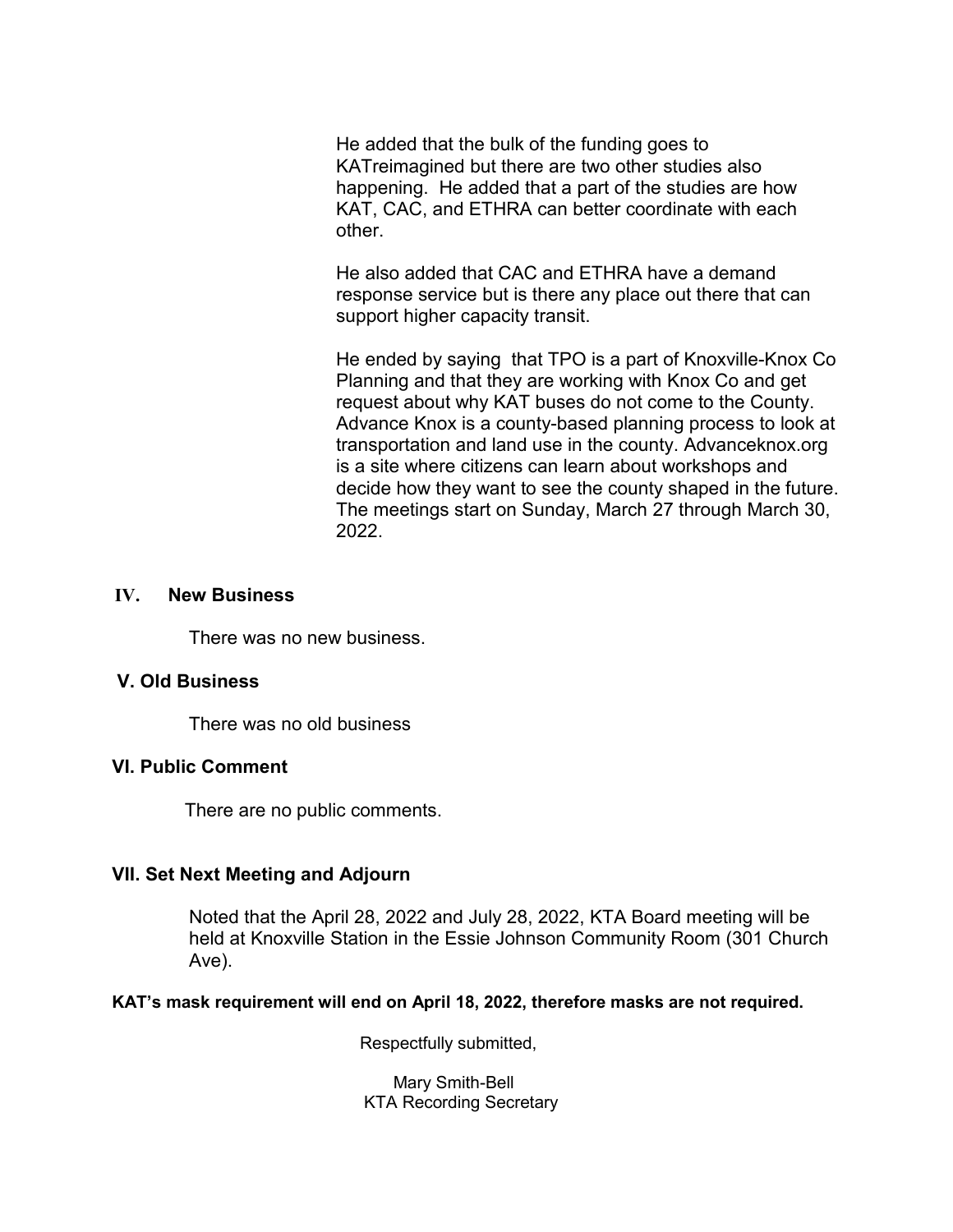He added that the bulk of the funding goes to KATreimagined but there are two other studies also happening. He added that a part of the studies are how KAT, CAC, and ETHRA can better coordinate with each other.

He also added that CAC and ETHRA have a demand response service but is there any place out there that can support higher capacity transit.

He ended by saying that TPO is a part of Knoxville-Knox Co Planning and that they are working with Knox Co and get request about why KAT buses do not come to the County. Advance Knox is a county-based planning process to look at transportation and land use in the county. Advanceknox.org is a site where citizens can learn about workshops and decide how they want to see the county shaped in the future. The meetings start on Sunday, March 27 through March 30, 2022.

## IV. New Business

There was no new business.

## V. Old Business

There was no old business

## VI. Public Comment

There are no public comments.

## VII. Set Next Meeting and Adjourn

Noted that the April 28, 2022 and July 28, 2022, KTA Board meeting will be held at Knoxville Station in the Essie Johnson Community Room (301 Church Ave).

**KAT's mask requirement will end on April 18, 2022, therefore masks are not required.**

Respectfully submitted,

Mary Smith-Bell
KTA Recording Secretary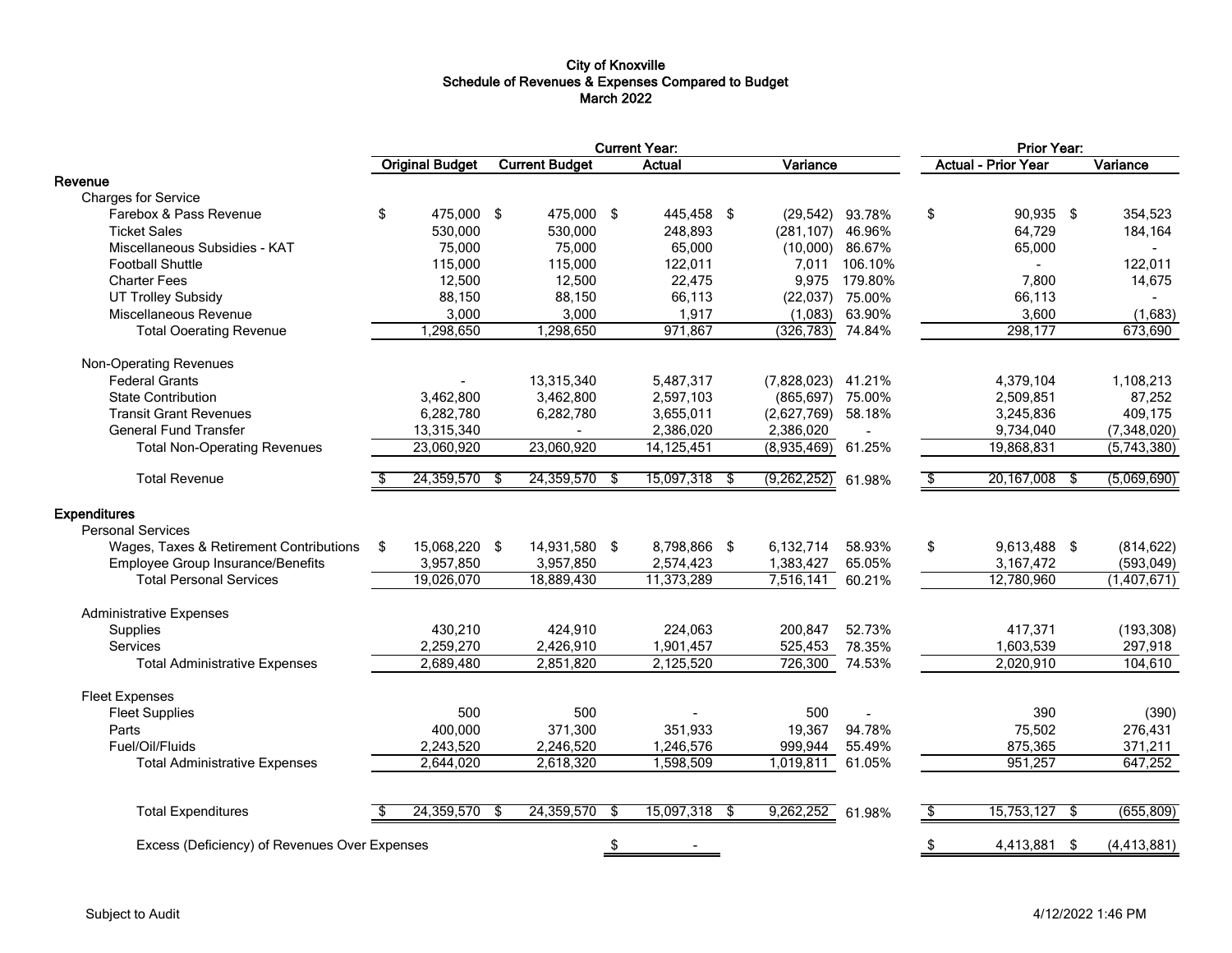**City of Knoxville**
**Schedule of Revenues & Expenses Compared to Budget**
**March 2022**

| | Current Year: | | | | | Prior Year: | |
|---|---|---|---|---|---|---|---|
| | Original Budget | Current Budget | Actual | Variance | | Actual - Prior Year | Variance |
| **Revenue** | | | | | | | |
| Charges for Service | | | | | | | |
| Farebox & Pass Revenue | $ 475,000 | $ 475,000 | $ 445,458 | $ (29,542) | 93.78% | $ 90,935 | $ 354,523 |
| Ticket Sales | 530,000 | 530,000 | 248,893 | (281,107) | 46.96% | 64,729 | 184,164 |
| Miscellaneous Subsidies - KAT | 75,000 | 75,000 | 65,000 | (10,000) | 86.67% | 65,000 | - |
| Football Shuttle | 115,000 | 115,000 | 122,011 | 7,011 | 106.10% | - | 122,011 |
| Charter Fees | 12,500 | 12,500 | 22,475 | 9,975 | 179.80% | 7,800 | 14,675 |
| UT Trolley Subsidy | 88,150 | 88,150 | 66,113 | (22,037) | 75.00% | 66,113 | - |
| Miscellaneous Revenue | 3,000 | 3,000 | 1,917 | (1,083) | 63.90% | 3,600 | (1,683) |
| Total Ooerating Revenue | 1,298,650 | 1,298,650 | 971,867 | (326,783) | 74.84% | 298,177 | 673,690 |
| Non-Operating Revenues | | | | | | | |
| Federal Grants | - | 13,315,340 | 5,487,317 | (7,828,023) | 41.21% | 4,379,104 | 1,108,213 |
| State Contribution | 3,462,800 | 3,462,800 | 2,597,103 | (865,697) | 75.00% | 2,509,851 | 87,252 |
| Transit Grant Revenues | 6,282,780 | 6,282,780 | 3,655,011 | (2,627,769) | 58.18% | 3,245,836 | 409,175 |
| General Fund Transfer | 13,315,340 | - | 2,386,020 | 2,386,020 | - | 9,734,040 | (7,348,020) |
| Total Non-Operating Revenues | 23,060,920 | 23,060,920 | 14,125,451 | (8,935,469) | 61.25% | 19,868,831 | (5,743,380) |
| Total Revenue | $ 24,359,570 | $ 24,359,570 | $ 15,097,318 | $ (9,262,252) | 61.98% | $ 20,167,008 | $ (5,069,690) |
| **Expenditures** | | | | | | | |
| Personal Services | | | | | | | |
| Wages, Taxes & Retirement Contributions | $ 15,068,220 | $ 14,931,580 | $ 8,798,866 | $ 6,132,714 | 58.93% | $ 9,613,488 | $ (814,622) |
| Employee Group Insurance/Benefits | 3,957,850 | 3,957,850 | 2,574,423 | 1,383,427 | 65.05% | 3,167,472 | (593,049) |
| Total Personal Services | 19,026,070 | 18,889,430 | 11,373,289 | 7,516,141 | 60.21% | 12,780,960 | (1,407,671) |
| Administrative Expenses | | | | | | | |
| Supplies | 430,210 | 424,910 | 224,063 | 200,847 | 52.73% | 417,371 | (193,308) |
| Services | 2,259,270 | 2,426,910 | 1,901,457 | 525,453 | 78.35% | 1,603,539 | 297,918 |
| Total Administrative Expenses | 2,689,480 | 2,851,820 | 2,125,520 | 726,300 | 74.53% | 2,020,910 | 104,610 |
| Fleet Expenses | | | | | | | |
| Fleet Supplies | 500 | 500 | - | 500 | - | 390 | (390) |
| Parts | 400,000 | 371,300 | 351,933 | 19,367 | 94.78% | 75,502 | 276,431 |
| Fuel/Oil/Fluids | 2,243,520 | 2,246,520 | 1,246,576 | 999,944 | 55.49% | 875,365 | 371,211 |
| Total Administrative Expenses | 2,644,020 | 2,618,320 | 1,598,509 | 1,019,811 | 61.05% | 951,257 | 647,252 |
| Total Expenditures | $ 24,359,570 | $ 24,359,570 | $ 15,097,318 | $ 9,262,252 | 61.98% | $ 15,753,127 | $ (655,809) |
| Excess (Deficiency) of Revenues Over Expenses | | | $ - | | | $ 4,413,881 | $ (4,413,881) |

Subject to Audit

4/12/2022 1:46 PM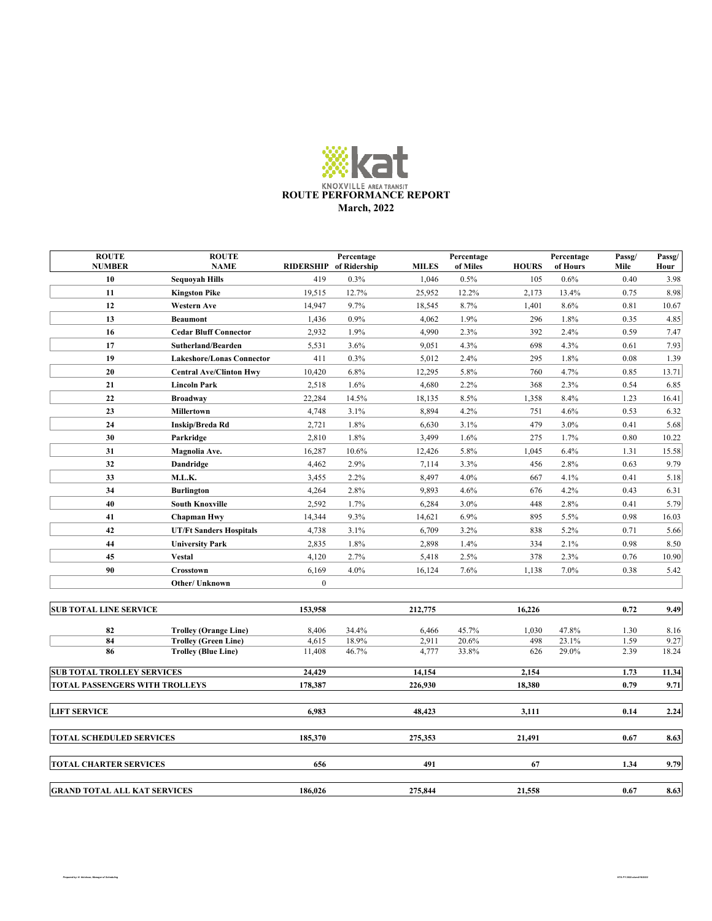KNOXVILLE AREA TRANSIT

# ROUTE PERFORMANCE REPORT

## March, 2022

| ROUTE NUMBER | ROUTE NAME | RIDERSHIP | Percentage of Ridership | MILES | Percentage of Miles | HOURS | Percentage of Hours | Passg/ Mile | Passg/ Hour |
|---|---|---|---|---|---|---|---|---|---|
| 10 | **Sequoyah Hills** | 419 | 0.3% | 1,046 | 0.5% | 105 | 0.6% | 0.40 | 3.98 |
| 11 | **Kingston Pike** | 19,515 | 12.7% | 25,952 | 12.2% | 2,173 | 13.4% | 0.75 | 8.98 |
| 12 | **Western Ave** | 14,947 | 9.7% | 18,545 | 8.7% | 1,401 | 8.6% | 0.81 | 10.67 |
| 13 | **Beaumont** | 1,436 | 0.9% | 4,062 | 1.9% | 296 | 1.8% | 0.35 | 4.85 |
| 16 | **Cedar Bluff Connector** | 2,932 | 1.9% | 4,990 | 2.3% | 392 | 2.4% | 0.59 | 7.47 |
| 17 | **Sutherland/Bearden** | 5,531 | 3.6% | 9,051 | 4.3% | 698 | 4.3% | 0.61 | 7.93 |
| 19 | **Lakeshore/Lonas Connector** | 411 | 0.3% | 5,012 | 2.4% | 295 | 1.8% | 0.08 | 1.39 |
| 20 | **Central Ave/Clinton Hwy** | 10,420 | 6.8% | 12,295 | 5.8% | 760 | 4.7% | 0.85 | 13.71 |
| 21 | **Lincoln Park** | 2,518 | 1.6% | 4,680 | 2.2% | 368 | 2.3% | 0.54 | 6.85 |
| 22 | **Broadway** | 22,284 | 14.5% | 18,135 | 8.5% | 1,358 | 8.4% | 1.23 | 16.41 |
| 23 | **Millertown** | 4,748 | 3.1% | 8,894 | 4.2% | 751 | 4.6% | 0.53 | 6.32 |
| 24 | **Inskip/Breda Rd** | 2,721 | 1.8% | 6,630 | 3.1% | 479 | 3.0% | 0.41 | 5.68 |
| 30 | **Parkridge** | 2,810 | 1.8% | 3,499 | 1.6% | 275 | 1.7% | 0.80 | 10.22 |
| 31 | **Magnolia Ave.** | 16,287 | 10.6% | 12,426 | 5.8% | 1,045 | 6.4% | 1.31 | 15.58 |
| 32 | **Dandridge** | 4,462 | 2.9% | 7,114 | 3.3% | 456 | 2.8% | 0.63 | 9.79 |
| 33 | **M.L.K.** | 3,455 | 2.2% | 8,497 | 4.0% | 667 | 4.1% | 0.41 | 5.18 |
| 34 | **Burlington** | 4,264 | 2.8% | 9,893 | 4.6% | 676 | 4.2% | 0.43 | 6.31 |
| 40 | **South Knoxville** | 2,592 | 1.7% | 6,284 | 3.0% | 448 | 2.8% | 0.41 | 5.79 |
| 41 | **Chapman Hwy** | 14,344 | 9.3% | 14,621 | 6.9% | 895 | 5.5% | 0.98 | 16.03 |
| 42 | **UT/Ft Sanders Hospitals** | 4,738 | 3.1% | 6,709 | 3.2% | 838 | 5.2% | 0.71 | 5.66 |
| 44 | **University Park** | 2,835 | 1.8% | 2,898 | 1.4% | 334 | 2.1% | 0.98 | 8.50 |
| 45 | **Vestal** | 4,120 | 2.7% | 5,418 | 2.5% | 378 | 2.3% | 0.76 | 10.90 |
| 90 | **Crosstown** | 6,169 | 4.0% | 16,124 | 7.6% | 1,138 | 7.0% | 0.38 | 5.42 |
| | **Other/ Unknown** | 0 | | | | | | | |
| **SUB TOTAL LINE SERVICE** | | **153,958** | | **212,775** | | **16,226** | | **0.72** | **9.49** |
| 82 | **Trolley (Orange Line)** | 8,406 | 34.4% | 6,466 | 45.7% | 1,030 | 47.8% | 1.30 | 8.16 |
| 84 | **Trolley (Green Line)** | 4,615 | 18.9% | 2,911 | 20.6% | 498 | 23.1% | 1.59 | 9.27 |
| 86 | **Trolley (Blue Line)** | 11,408 | 46.7% | 4,777 | 33.8% | 626 | 29.0% | 2.39 | 18.24 |
| **SUB TOTAL TROLLEY SERVICES** | | **24,429** | | **14,154** | | **2,154** | | **1.73** | **11.34** |
| **TOTAL PASSENGERS WITH TROLLEYS** | | **178,387** | | **226,930** | | **18,380** | | **0.79** | **9.71** |
| **LIFT SERVICE** | | **6,983** | | **48,423** | | **3,111** | | **0.14** | **2.24** |
| **TOTAL SCHEDULED SERVICES** | | **185,370** | | **275,353** | | **21,491** | | **0.67** | **8.63** |
| **TOTAL CHARTER SERVICES** | | **656** | | **491** | | **67** | | **1.34** | **9.79** |
| **GRAND TOTAL ALL KAT SERVICES** | | **186,026** | | **275,844** | | **21,558** | | **0.67** | **8.63** |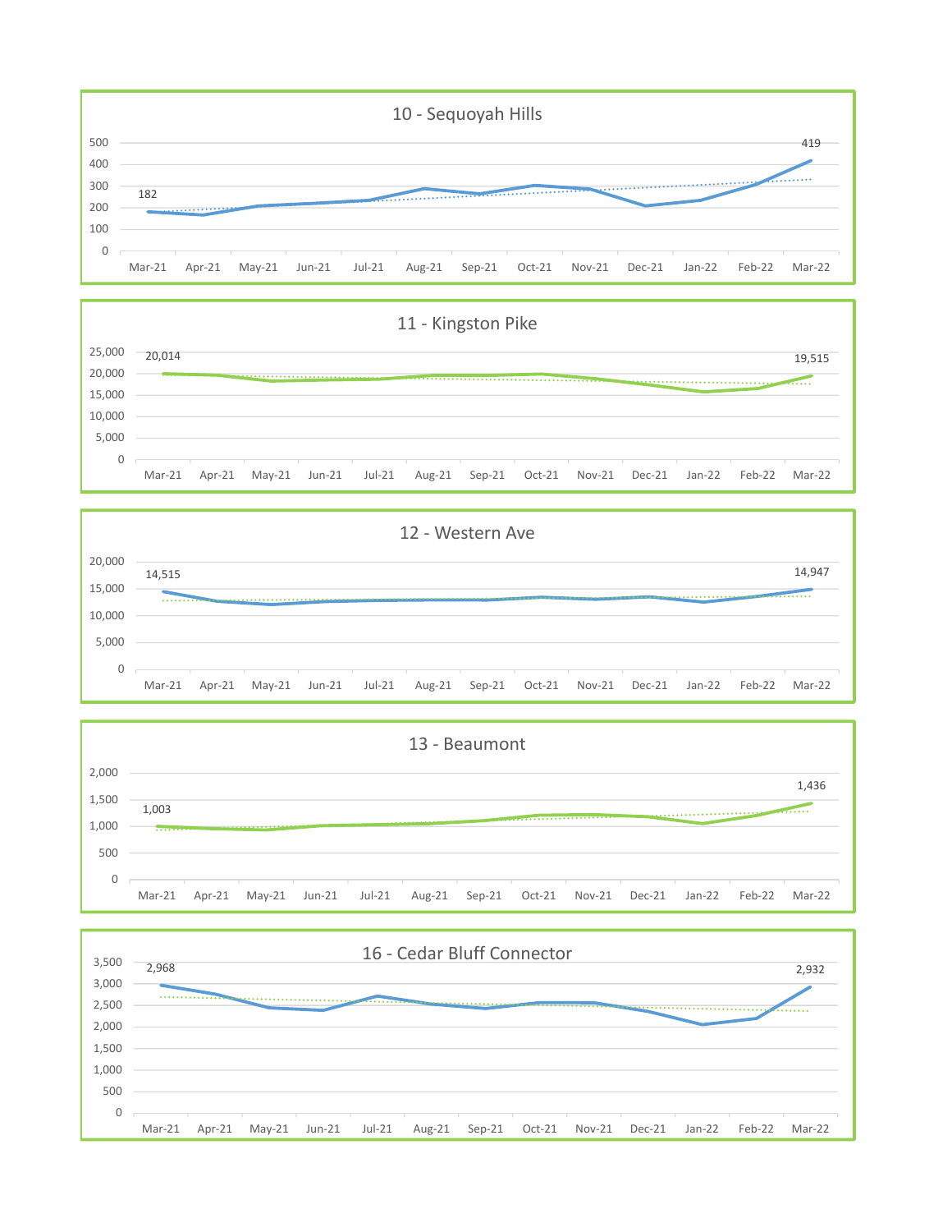## 10 - Sequoyah Hills

Y-axis: 0, 100, 200, 300, 400, 500

X-axis: Mar-21, Apr-21, May-21, Jun-21, Jul-21, Aug-21, Sep-21, Oct-21, Nov-21, Dec-21, Jan-22, Feb-22, Mar-22

Labeled values: 182 (Mar-21), 419 (Mar-22)

## 11 - Kingston Pike

Y-axis: 0, 5,000, 10,000, 15,000, 20,000, 25,000

X-axis: Mar-21, Apr-21, May-21, Jun-21, Jul-21, Aug-21, Sep-21, Oct-21, Nov-21, Dec-21, Jan-22, Feb-22, Mar-22

Labeled values: 20,014 (Mar-21), 19,515 (Mar-22)

## 12 - Western Ave

Y-axis: 0, 5,000, 10,000, 15,000, 20,000

X-axis: Mar-21, Apr-21, May-21, Jun-21, Jul-21, Aug-21, Sep-21, Oct-21, Nov-21, Dec-21, Jan-22, Feb-22, Mar-22

Labeled values: 14,515 (Mar-21), 14,947 (Mar-22)

## 13 - Beaumont

Y-axis: 0, 500, 1,000, 1,500, 2,000

X-axis: Mar-21, Apr-21, May-21, Jun-21, Jul-21, Aug-21, Sep-21, Oct-21, Nov-21, Dec-21, Jan-22, Feb-22, Mar-22

Labeled values: 1,003 (Mar-21), 1,436 (Mar-22)

## 16 - Cedar Bluff Connector

Y-axis: 0, 500, 1,000, 1,500, 2,000, 2,500, 3,000, 3,500

X-axis: Mar-21, Apr-21, May-21, Jun-21, Jul-21, Aug-21, Sep-21, Oct-21, Nov-21, Dec-21, Jan-22, Feb-22, Mar-22

Labeled values: 2,968 (Mar-21), 2,932 (Mar-22)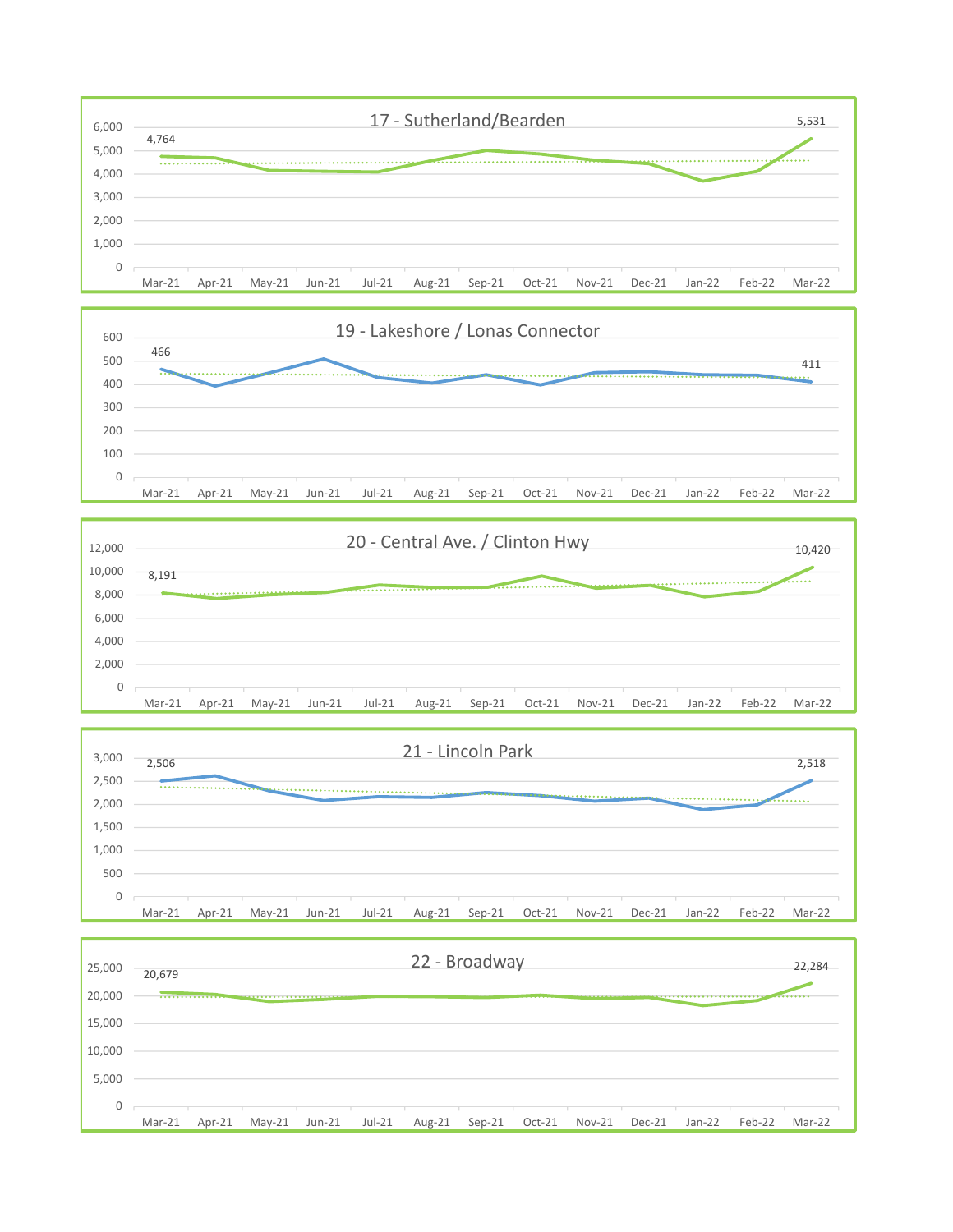## 17 - Sutherland/Bearden

| Month | Value |
|---|---|
| Mar-21 | 4,764 |
| Mar-22 | 5,531 |

## 19 - Lakeshore / Lonas Connector

| Month | Value |
|---|---|
| Mar-21 | 466 |
| Mar-22 | 411 |

## 20 - Central Ave. / Clinton Hwy

| Month | Value |
|---|---|
| Mar-21 | 8,191 |
| Mar-22 | 10,420 |

## 21 - Lincoln Park

| Month | Value |
|---|---|
| Mar-21 | 2,506 |
| Mar-22 | 2,518 |

## 22 - Broadway

| Month | Value |
|---|---|
| Mar-21 | 20,679 |
| Mar-22 | 22,284 |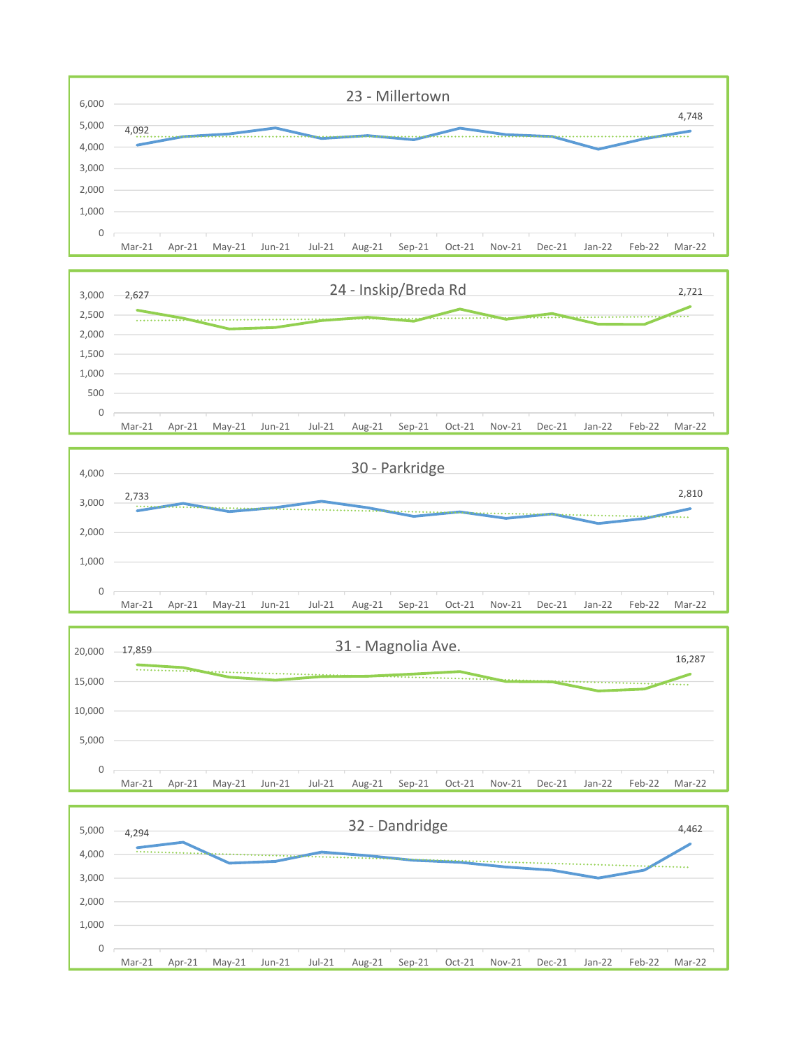## 23 - Millertown

| Month | Value |
|---|---|
| Mar-21 | 4,092 |
| Mar-22 | 4,748 |

## 24 - Inskip/Breda Rd

| Month | Value |
|---|---|
| Mar-21 | 2,627 |
| Mar-22 | 2,721 |

## 30 - Parkridge

| Month | Value |
|---|---|
| Mar-21 | 2,733 |
| Mar-22 | 2,810 |

## 31 - Magnolia Ave.

| Month | Value |
|---|---|
| Mar-21 | 17,859 |
| Mar-22 | 16,287 |

## 32 - Dandridge

| Month | Value |
|---|---|
| Mar-21 | 4,294 |
| Mar-22 | 4,462 |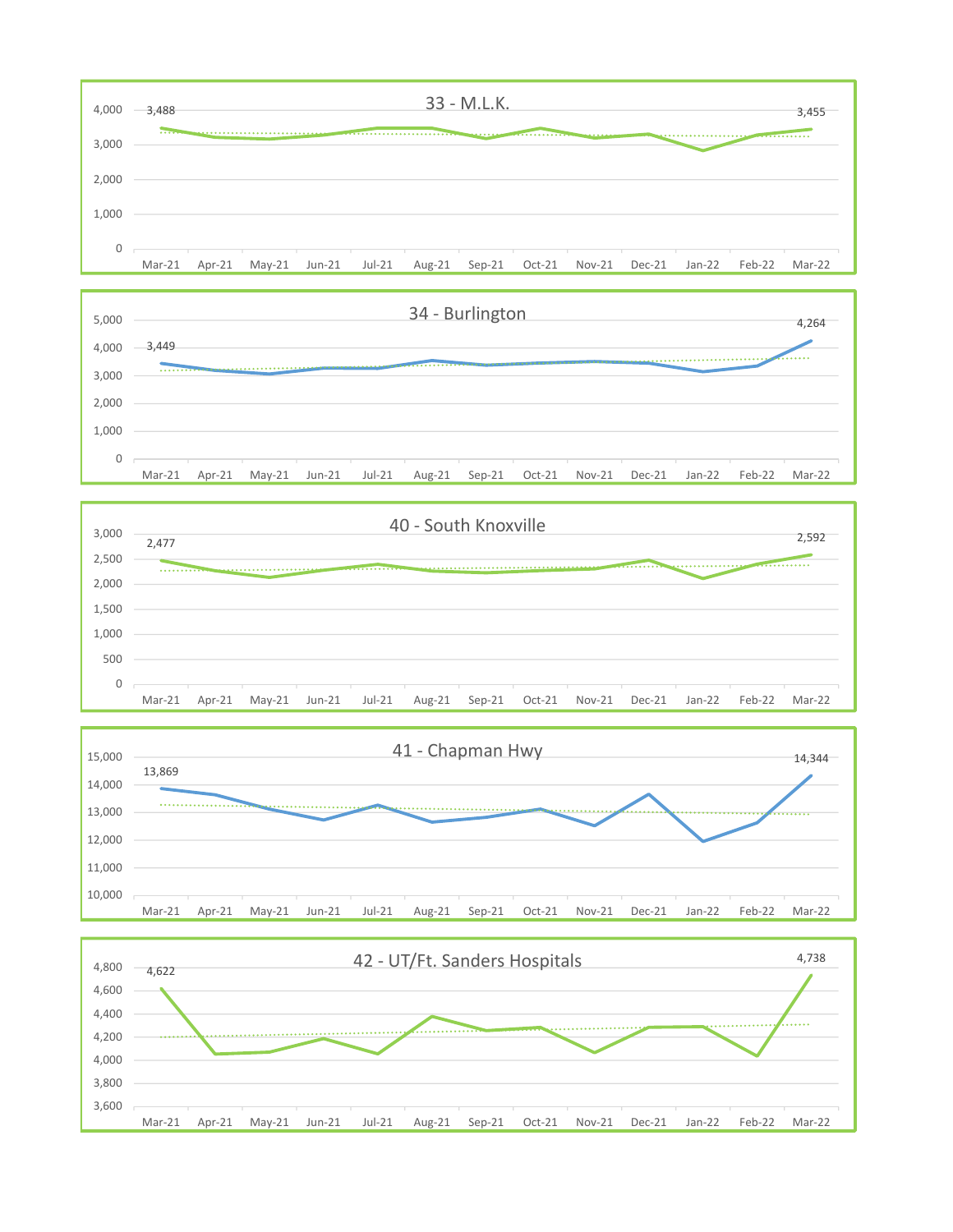## 33 - M.L.K.

| | Value |
|---|---|
| Mar-21 | 3,488 |
| Mar-22 | 3,455 |

## 34 - Burlington

| | Value |
|---|---|
| Mar-21 | 3,449 |
| Mar-22 | 4,264 |

## 40 - South Knoxville

| | Value |
|---|---|
| Mar-21 | 2,477 |
| Mar-22 | 2,592 |

## 41 - Chapman Hwy

| | Value |
|---|---|
| Mar-21 | 13,869 |
| Mar-22 | 14,344 |

## 42 - UT/Ft. Sanders Hospitals

| | Value |
|---|---|
| Mar-21 | 4,622 |
| Mar-22 | 4,738 |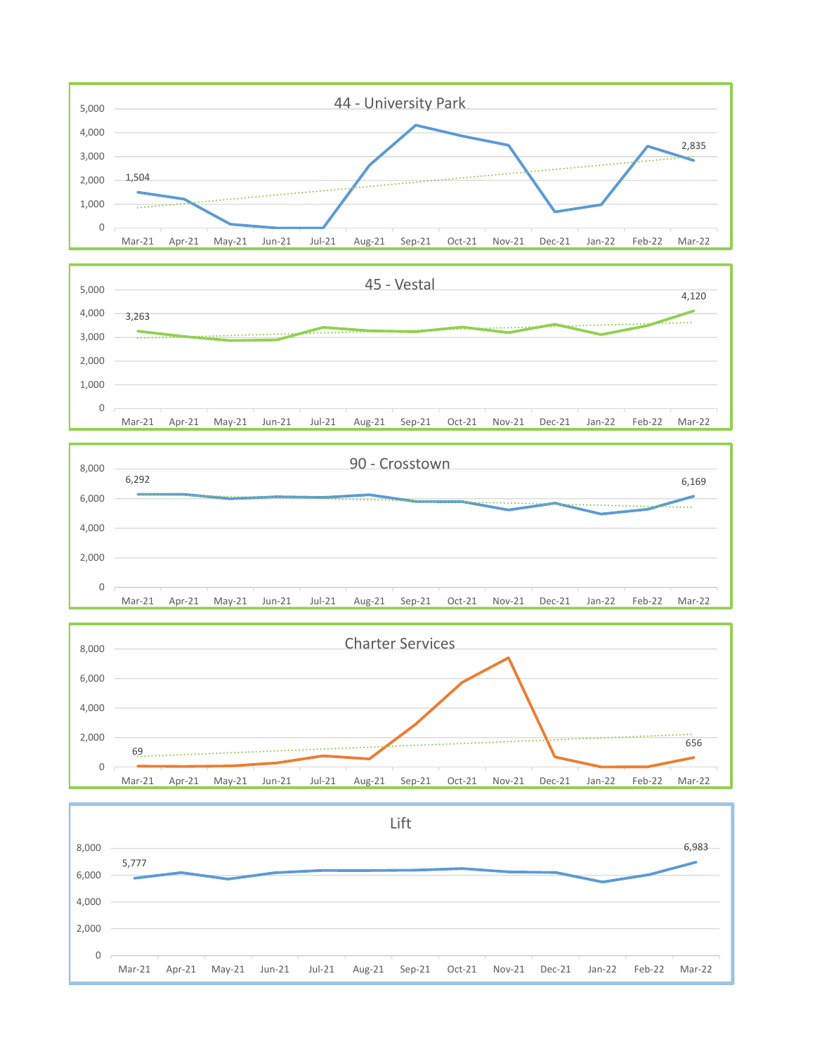## 44 - University Park

| Month | Value |
|---|---|
| Mar-21 | 1,504 |
| Mar-22 | 2,835 |

## 45 - Vestal

| Month | Value |
|---|---|
| Mar-21 | 3,263 |
| Mar-22 | 4,120 |

## 90 - Crosstown

| Month | Value |
|---|---|
| Mar-21 | 6,292 |
| Mar-22 | 6,169 |

## Charter Services

| Month | Value |
|---|---|
| Mar-21 | 69 |
| Mar-22 | 656 |

## Lift

| Month | Value |
|---|---|
| Mar-21 | 5,777 |
| Mar-22 | 6,983 |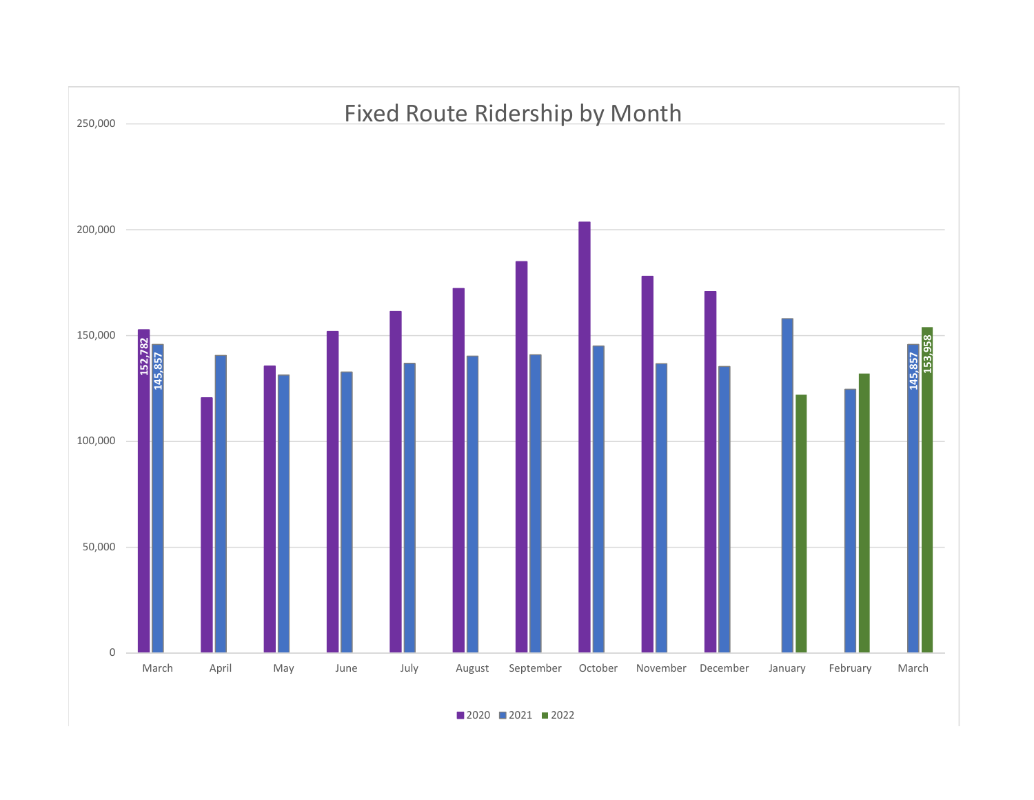# Fixed Route Ridership by Month

| Month | 2020 | 2021 | 2022 |
|---|---|---|---|
| March | 152,782 | 145,857 | |
| April | | | |
| May | | | |
| June | | | |
| July | | | |
| August | | | |
| September | | | |
| October | | | |
| November | | | |
| December | | | |
| January | | | |
| February | | | |
| March | | 145,857 | 153,958 |

Y-axis: 0; 50,000; 100,000; 150,000; 200,000; 250,000

Legend: 2020, 2021, 2022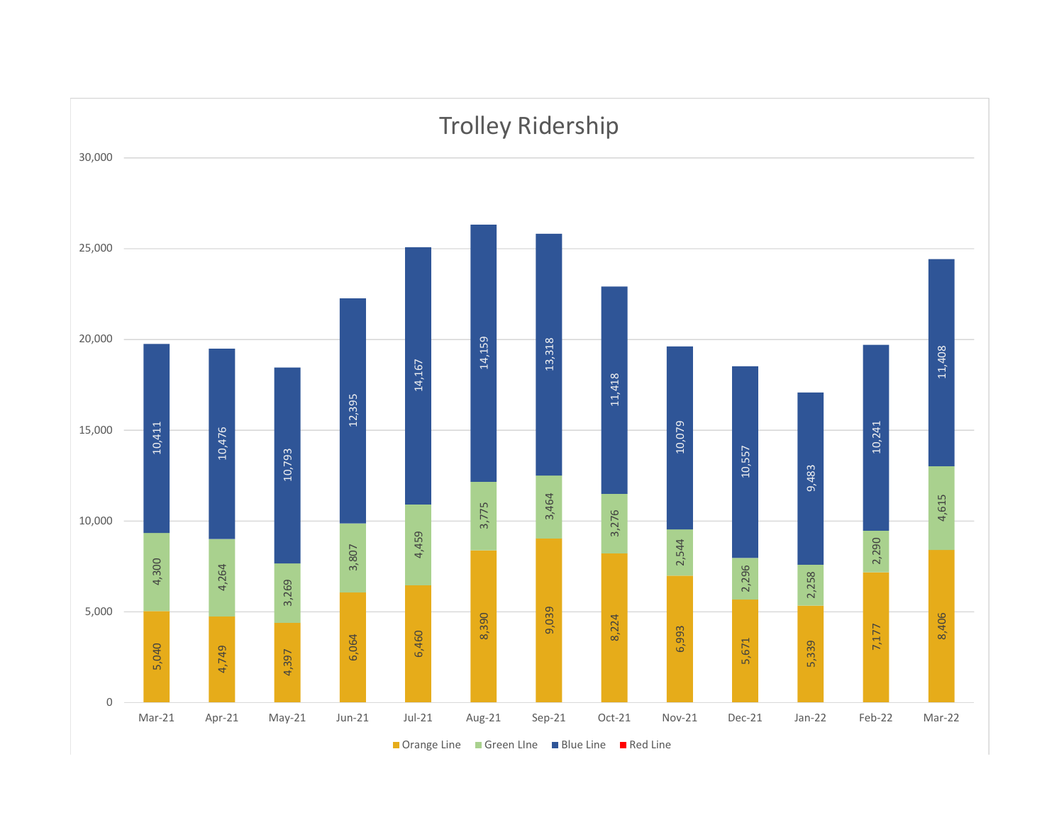# Trolley Ridership

| Month | Orange Line | Green LIne | Blue Line | Red Line |
|---|---|---|---|---|
| Mar-21 | 5,040 | 4,300 | 10,411 | |
| Apr-21 | 4,749 | 4,264 | 10,476 | |
| May-21 | 4,397 | 3,269 | 10,793 | |
| Jun-21 | 6,064 | 3,807 | 12,395 | |
| Jul-21 | 6,460 | 4,459 | 14,167 | |
| Aug-21 | 8,390 | 3,775 | 14,159 | |
| Sep-21 | 9,039 | 3,464 | 13,318 | |
| Oct-21 | 8,224 | 3,276 | 11,418 | |
| Nov-21 | 6,993 | 2,544 | 10,079 | |
| Dec-21 | 5,671 | 2,296 | 10,557 | |
| Jan-22 | 5,339 | 2,258 | 9,483 | |
| Feb-22 | 7,177 | 2,290 | 10,241 | |
| Mar-22 | 8,406 | 4,615 | 11,408 | |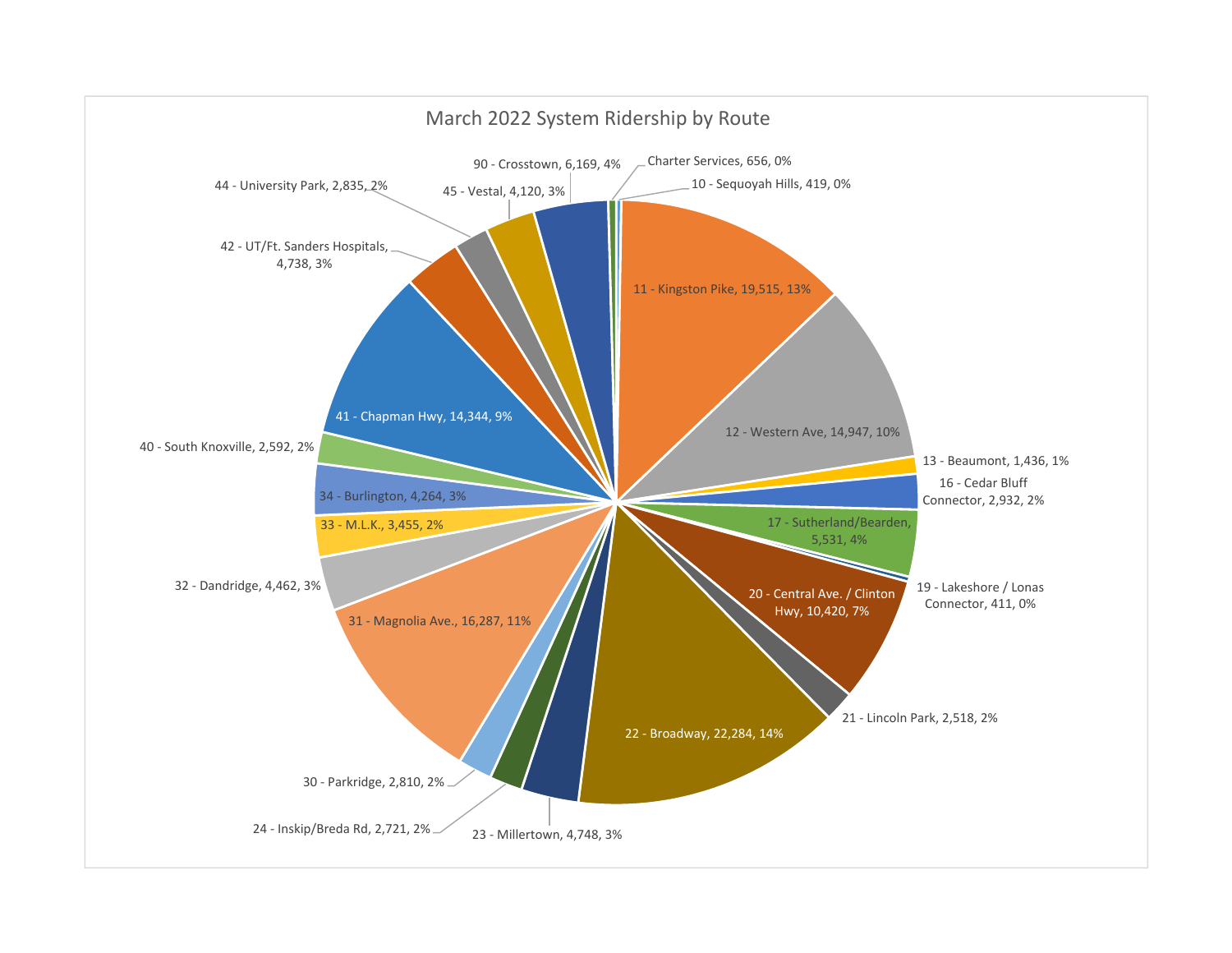March 2022 System Ridership by Route

90 - Crosstown, 6,169, 4%

Charter Services, 656, 0%

10 - Sequoyah Hills, 419, 0%

44 - University Park, 2,835, 2%

45 - Vestal, 4,120, 3%

42 - UT/Ft. Sanders Hospitals, 4,738, 3%

11 - Kingston Pike, 19,515, 13%

41 - Chapman Hwy, 14,344, 9%

12 - Western Ave, 14,947, 10%

13 - Beaumont, 1,436, 1%

16 - Cedar Bluff Connector, 2,932, 2%

40 - South Knoxville, 2,592, 2%

34 - Burlington, 4,264, 3%

17 - Sutherland/Bearden, 5,531, 4%

33 - M.L.K., 3,455, 2%

32 - Dandridge, 4,462, 3%

20 - Central Ave. / Clinton Hwy, 10,420, 7%

19 - Lakeshore / Lonas Connector, 411, 0%

31 - Magnolia Ave., 16,287, 11%

21 - Lincoln Park, 2,518, 2%

22 - Broadway, 22,284, 14%

30 - Parkridge, 2,810, 2%

24 - Inskip/Breda Rd, 2,721, 2%

23 - Millertown, 4,748, 3%